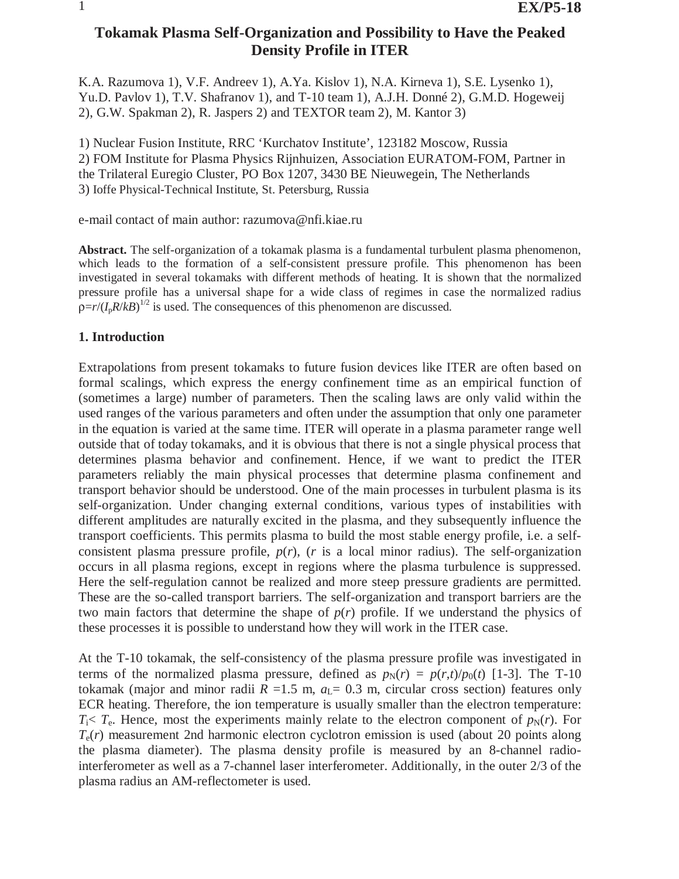# Tokamak Plasma Self-Organization and Possibility to Have the Peaked Density Profile in ITER

K.A. Razumova 1), V.F. Andreev 1), A.Ya. Kislov 1), N.A. Kirneva 1), S.E. Lysenko 1), Yu.D. Pavlov 1), T.V. Shafranov 1), and T-10 team 1), A.J.H. Donné 2), G.M.D. Hogeweij 2), G.W. Spakman 2), R. Jaspers 2) and TEXTOR team 2), M. Kantor 3)

1) Nuclear Fusion Institute, RRC 'Kurchatov Institute', 123182 Moscow, Russia
2) FOM Institute for Plasma Physics Rijnhuizen, Association EURATOM-FOM, Partner in the Trilateral Euregio Cluster, PO Box 1207, 3430 BE Nieuwegein, The Netherlands
3) Ioffe Physical-Technical Institute, St. Petersburg, Russia

e-mail contact of main author: razumova@nfi.kiae.ru

**Abstract.** The self-organization of a tokamak plasma is a fundamental turbulent plasma phenomenon, which leads to the formation of a self-consistent pressure profile. This phenomenon has been investigated in several tokamaks with different methods of heating. It is shown that the normalized pressure profile has a universal shape for a wide class of regimes in case the normalized radius $\rho = r/(I_p R/kB)^{1/2}$ is used. The consequences of this phenomenon are discussed.

## 1. Introduction

Extrapolations from present tokamaks to future fusion devices like ITER are often based on formal scalings, which express the energy confinement time as an empirical function of (sometimes a large) number of parameters. Then the scaling laws are only valid within the used ranges of the various parameters and often under the assumption that only one parameter in the equation is varied at the same time. ITER will operate in a plasma parameter range well outside that of today tokamaks, and it is obvious that there is not a single physical process that determines plasma behavior and confinement. Hence, if we want to predict the ITER parameters reliably the main physical processes that determine plasma confinement and transport behavior should be understood. One of the main processes in turbulent plasma is its self-organization. Under changing external conditions, various types of instabilities with different amplitudes are naturally excited in the plasma, and they subsequently influence the transport coefficients. This permits plasma to build the most stable energy profile, i.e. a self-consistent plasma pressure profile, $p(r)$, ($r$ is a local minor radius). The self-organization occurs in all plasma regions, except in regions where the plasma turbulence is suppressed. Here the self-regulation cannot be realized and more steep pressure gradients are permitted. These are the so-called transport barriers. The self-organization and transport barriers are the two main factors that determine the shape of $p(r)$ profile. If we understand the physics of these processes it is possible to understand how they will work in the ITER case.

At the T-10 tokamak, the self-consistency of the plasma pressure profile was investigated in terms of the normalized plasma pressure, defined as $p_N(r) = p(r,t)/p_0(t)$ [1-3]. The T-10 tokamak (major and minor radii $R$ =1.5 m, $a_L$= 0.3 m, circular cross section) features only ECR heating. Therefore, the ion temperature is usually smaller than the electron temperature: $T_i < T_e$. Hence, most the experiments mainly relate to the electron component of $p_N(r)$. For $T_e(r)$ measurement 2nd harmonic electron cyclotron emission is used (about 20 points along the plasma diameter). The plasma density profile is measured by an 8-channel radio-interferometer as well as a 7-channel laser interferometer. Additionally, in the outer 2/3 of the plasma radius an AM-reflectometer is used.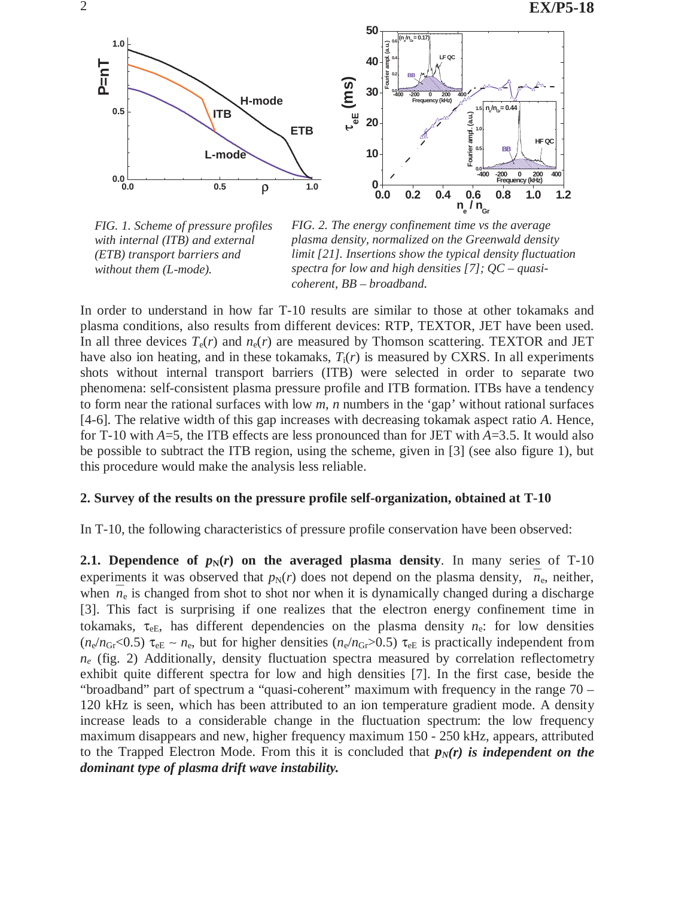*FIG. 1. Scheme of pressure profiles with internal (ITB) and external (ETB) transport barriers and without them (L-mode).*

*FIG. 2. The energy confinement time vs the average plasma density, normalized on the Greenwald density limit [21]. Insertions show the typical density fluctuation spectra for low and high densities [7]; QC – quasi-coherent, BB – broadband.*

In order to understand in how far T-10 results are similar to those at other tokamaks and plasma conditions, also results from different devices: RTP, TEXTOR, JET have been used. In all three devices $T_e(r)$ and $n_e(r)$ are measured by Thomson scattering. TEXTOR and JET have also ion heating, and in these tokamaks, $T_i(r)$ is measured by CXRS. In all experiments shots without internal transport barriers (ITB) were selected in order to separate two phenomena: self-consistent plasma pressure profile and ITB formation. ITBs have a tendency to form near the rational surfaces with low *m*, *n* numbers in the 'gap' without rational surfaces [4-6]. The relative width of this gap increases with decreasing tokamak aspect ratio *A*. Hence, for T-10 with *A*=5, the ITB effects are less pronounced than for JET with *A*=3.5. It would also be possible to subtract the ITB region, using the scheme, given in [3] (see also figure 1), but this procedure would make the analysis less reliable.

## 2. Survey of the results on the pressure profile self-organization, obtained at T-10

In T-10, the following characteristics of pressure profile conservation have been observed:

**2.1. Dependence of $p_N(r)$ on the averaged plasma density**. In many series of T-10 experiments it was observed that $p_N(r)$ does not depend on the plasma density, $\overline{n}_e$, neither, when $\overline{n}_e$ is changed from shot to shot nor when it is dynamically changed during a discharge [3]. This fact is surprising if one realizes that the electron energy confinement time in tokamaks, $\tau_{eE}$, has different dependencies on the plasma density $n_e$: for low densities ($n_e/n_{Gr}<0.5$) $\tau_{eE} \sim n_e$, but for higher densities ($n_e/n_{Gr}>0.5$) $\tau_{eE}$ is practically independent from $n_e$ (fig. 2) Additionally, density fluctuation spectra measured by correlation reflectometry exhibit quite different spectra for low and high densities [7]. In the first case, beside the "broadband" part of spectrum a "quasi-coherent" maximum with frequency in the range 70 – 120 kHz is seen, which has been attributed to an ion temperature gradient mode. A density increase leads to a considerable change in the fluctuation spectrum: the low frequency maximum disappears and new, higher frequency maximum 150 - 250 kHz, appears, attributed to the Trapped Electron Mode. From this it is concluded that ***$p_N(r)$ is independent on the dominant type of plasma drift wave instability.***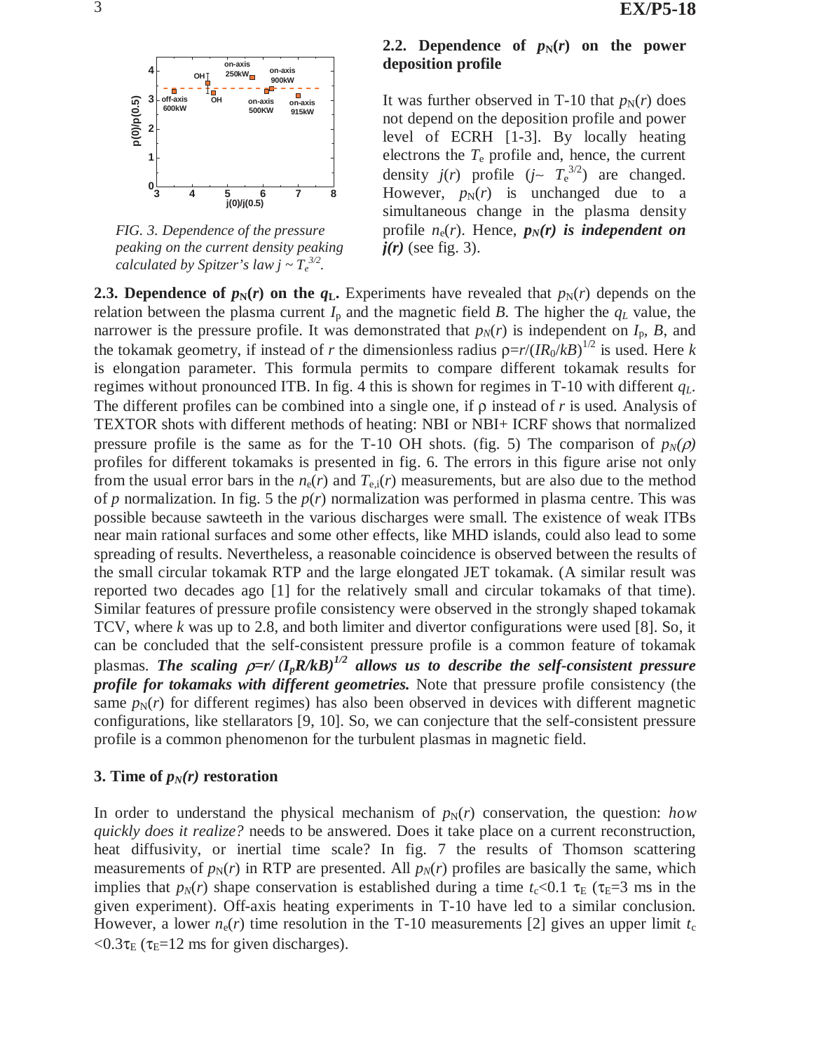FIG. 3. *Dependence of the pressure peaking on the current density peaking calculated by Spitzer's law $j \sim T_e^{3/2}$.*

### 2.2. Dependence of $p_N(r)$ on the power deposition profile

It was further observed in T-10 that $p_N(r)$ does not depend on the deposition profile and power level of ECRH [1-3]. By locally heating electrons the $T_e$ profile and, hence, the current density $j(r)$ profile ($j\sim T_e^{3/2}$) are changed. However, $p_N(r)$ is unchanged due to a simultaneous change in the plasma density profile $n_e(r)$. Hence, ***$p_N(r)$ is independent on $j(r)$*** (see fig. 3).

**2.3. Dependence of $p_N(r)$ on the $q_L$.** Experiments have revealed that $p_N(r)$ depends on the relation between the plasma current $I_p$ and the magnetic field $B$. The higher the $q_L$ value, the narrower is the pressure profile. It was demonstrated that $p_N(r)$ is independent on $I_p$, $B$, and the tokamak geometry, if instead of $r$ the dimensionless radius $\rho=r/(IR_0/kB)^{1/2}$ is used. Here $k$ is elongation parameter. This formula permits to compare different tokamak results for regimes without pronounced ITB. In fig. 4 this is shown for regimes in T-10 with different $q_L$. The different profiles can be combined into a single one, if $\rho$ instead of $r$ is used. Analysis of TEXTOR shots with different methods of heating: NBI or NBI+ ICRF shows that normalized pressure profile is the same as for the T-10 OH shots. (fig. 5) The comparison of $p_N(\rho)$ profiles for different tokamaks is presented in fig. 6. The errors in this figure arise not only from the usual error bars in the $n_e(r)$ and $T_{e,i}(r)$ measurements, but are also due to the method of $p$ normalization. In fig. 5 the $p(r)$ normalization was performed in plasma centre. This was possible because sawteeth in the various discharges were small. The existence of weak ITBs near main rational surfaces and some other effects, like MHD islands, could also lead to some spreading of results. Nevertheless, a reasonable coincidence is observed between the results of the small circular tokamak RTP and the large elongated JET tokamak. (A similar result was reported two decades ago [1] for the relatively small and circular tokamaks of that time). Similar features of pressure profile consistency were observed in the strongly shaped tokamak TCV, where $k$ was up to 2.8, and both limiter and divertor configurations were used [8]. So, it can be concluded that the self-consistent pressure profile is a common feature of tokamak plasmas. ***The scaling $\rho=r/(I_pR/kB)^{1/2}$ allows us to describe the self-consistent pressure profile for tokamaks with different geometries.*** Note that pressure profile consistency (the same $p_N(r)$ for different regimes) has also been observed in devices with different magnetic configurations, like stellarators [9, 10]. So, we can conjecture that the self-consistent pressure profile is a common phenomenon for the turbulent plasmas in magnetic field.

## 3. Time of $p_N(r)$ restoration

In order to understand the physical mechanism of $p_N(r)$ conservation, the question: *how quickly does it realize?* needs to be answered. Does it take place on a current reconstruction, heat diffusivity, or inertial time scale? In fig. 7 the results of Thomson scattering measurements of $p_N(r)$ in RTP are presented. All $p_N(r)$ profiles are basically the same, which implies that $p_N(r)$ shape conservation is established during a time $t_c<0.1\ \tau_E$ ($\tau_E$=3 ms in the given experiment). Off-axis heating experiments in T-10 have led to a similar conclusion. However, a lower $n_e(r)$ time resolution in the T-10 measurements [2] gives an upper limit $t_c<0.3\tau_E$ ($\tau_E$=12 ms for given discharges).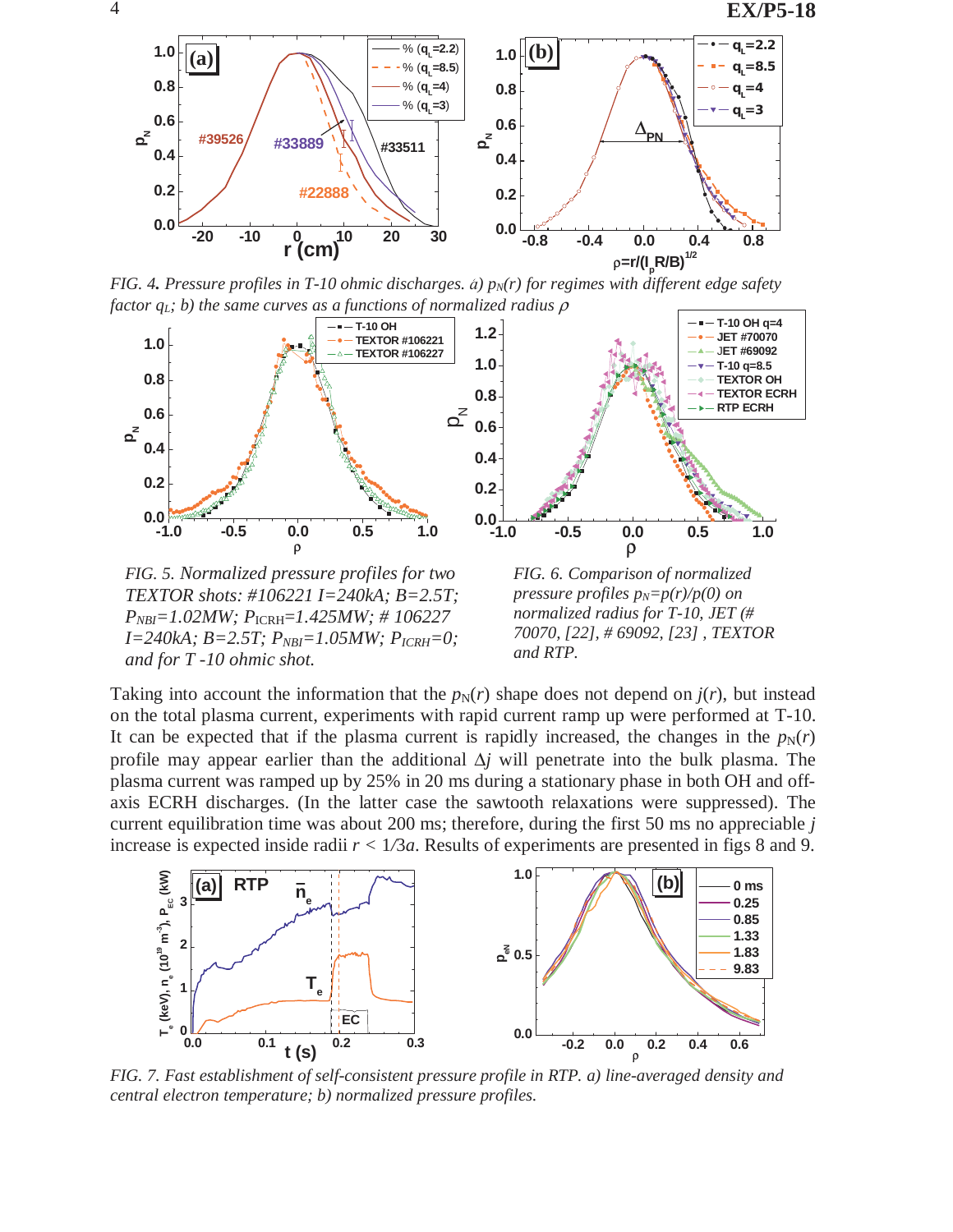FIG. 4. Pressure profiles in T-10 ohmic discharges. a) $p_N(r)$ for regimes with different edge safety factor $q_L$; b) the same curves as a functions of normalized radius $\rho$

FIG. 5. Normalized pressure profiles for two TEXTOR shots: #106221 I=240kA; B=2.5T; $P_{NBI}$=1.02MW; $P_{ICRH}$=1.425MW; # 106227 I=240kA; B=2.5T; $P_{NBI}$=1.05MW; $P_{ICRH}$=0; and for T -10 ohmic shot.

FIG. 6. Comparison of normalized pressure profiles $p_N=p(r)/p(0)$ on normalized radius for T-10, JET (# 70070, [22], # 69092, [23] , TEXTOR and RTP.

Taking into account the information that the $p_N(r)$ shape does not depend on $j(r)$, but instead on the total plasma current, experiments with rapid current ramp up were performed at T-10. It can be expected that if the plasma current is rapidly increased, the changes in the $p_N(r)$ profile may appear earlier than the additional $\Delta j$ will penetrate into the bulk plasma. The plasma current was ramped up by 25% in 20 ms during a stationary phase in both OH and off-axis ECRH discharges. (In the latter case the sawtooth relaxations were suppressed). The current equilibration time was about 200 ms; therefore, during the first 50 ms no appreciable $j$ increase is expected inside radii $r < 1/3a$. Results of experiments are presented in figs 8 and 9.

FIG. 7. Fast establishment of self-consistent pressure profile in RTP. a) line-averaged density and central electron temperature; b) normalized pressure profiles.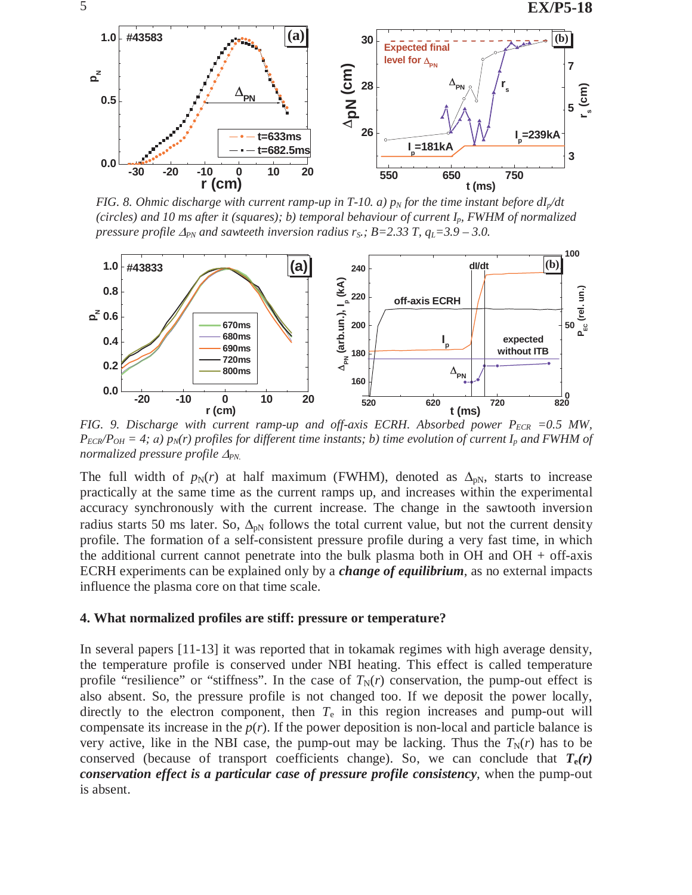FIG. 8. Ohmic discharge with current ramp-up in T-10. a) $p_N$ for the time instant before $dI_p/dt$ (circles) and 10 ms after it (squares); b) temporal behaviour of current $I_p$, FWHM of normalized pressure profile $\Delta_{PN}$ and sawteeth inversion radius $r_S$.; B=2.33 T, $q_L$=3.9 – 3.0.

FIG. 9. Discharge with current ramp-up and off-axis ECRH. Absorbed power $P_{ECR}$ =0.5 MW, $P_{ECR}/P_{OH}$ = 4; a) $p_N(r)$ profiles for different time instants; b) time evolution of current $I_p$ and FWHM of normalized pressure profile $\Delta_{PN}$.

The full width of $p_N(r)$ at half maximum (FWHM), denoted as $\Delta_{pN}$, starts to increase practically at the same time as the current ramps up, and increases within the experimental accuracy synchronously with the current increase. The change in the sawtooth inversion radius starts 50 ms later. So, $\Delta_{pN}$ follows the total current value, but not the current density profile. The formation of a self-consistent pressure profile during a very fast time, in which the additional current cannot penetrate into the bulk plasma both in OH and OH + off-axis ECRH experiments can be explained only by a ***change of equilibrium***, as no external impacts influence the plasma core on that time scale.

## 4. What normalized profiles are stiff: pressure or temperature?

In several papers [11-13] it was reported that in tokamak regimes with high average density, the temperature profile is conserved under NBI heating. This effect is called temperature profile "resilience" or "stiffness". In the case of $T_N(r)$ conservation, the pump-out effect is also absent. So, the pressure profile is not changed too. If we deposit the power locally, directly to the electron component, then $T_e$ in this region increases and pump-out will compensate its increase in the $p(r)$. If the power deposition is non-local and particle balance is very active, like in the NBI case, the pump-out may be lacking. Thus the $T_N(r)$ has to be conserved (because of transport coefficients change). So, we can conclude that ***$T_e(r)$ conservation effect is a particular case of pressure profile consistency***, when the pump-out is absent.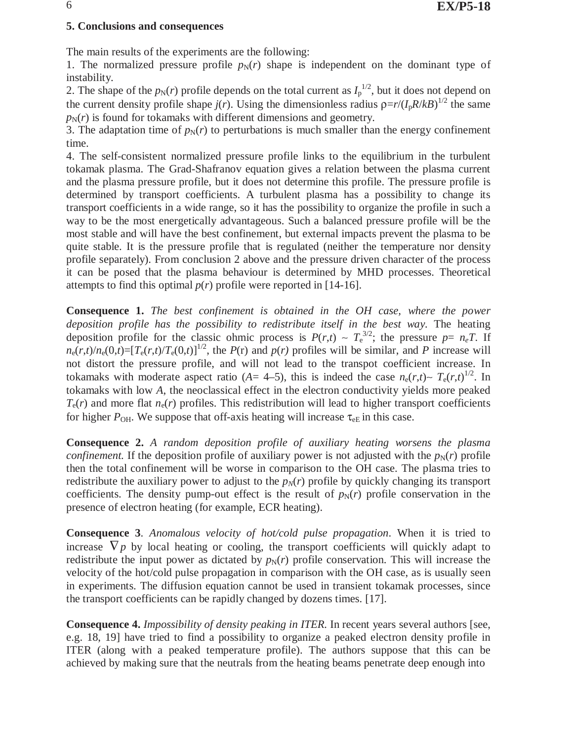## 5. Conclusions and consequences

The main results of the experiments are the following:

1. The normalized pressure profile $p_N(r)$ shape is independent on the dominant type of instability.
2. The shape of the $p_N(r)$ profile depends on the total current as $I_p^{1/2}$, but it does not depend on the current density profile shape $j(r)$. Using the dimensionless radius $\rho=r/(I_pR/kB)^{1/2}$ the same $p_N(r)$ is found for tokamaks with different dimensions and geometry.
3. The adaptation time of $p_N(r)$ to perturbations is much smaller than the energy confinement time.
4. The self-consistent normalized pressure profile links to the equilibrium in the turbulent tokamak plasma. The Grad-Shafranov equation gives a relation between the plasma current and the plasma pressure profile, but it does not determine this profile. The pressure profile is determined by transport coefficients. A turbulent plasma has a possibility to change its transport coefficients in a wide range, so it has the possibility to organize the profile in such a way to be the most energetically advantageous. Such a balanced pressure profile will be the most stable and will have the best confinement, but external impacts prevent the plasma to be quite stable. It is the pressure profile that is regulated (neither the temperature nor density profile separately). From conclusion 2 above and the pressure driven character of the process it can be posed that the plasma behaviour is determined by MHD processes. Theoretical attempts to find this optimal $p(r)$ profile were reported in [14-16].

**Consequence 1.** *The best confinement is obtained in the OH case, where the power deposition profile has the possibility to redistribute itself in the best way.* The heating deposition profile for the classic ohmic process is $P(r,t) \sim T_e^{3/2}$; the pressure $p= n_eT$. If $n_e(r,t)/n_e(0,t)=[T_e(r,t)/T_e(0,t)]^{1/2}$, the $P$(r) and $p(r)$ profiles will be similar, and $P$ increase will not distort the pressure profile, and will not lead to the transpot coefficient increase. In tokamaks with moderate aspect ratio ($A$= 4–5), this is indeed the case $n_e(r,t)\sim T_e(r,t)^{1/2}$. In tokamaks with low $A$, the neoclassical effect in the electron conductivity yields more peaked $T_e(r)$ and more flat $n_e(r)$ profiles. This redistribution will lead to higher transport coefficients for higher $P_{OH}$. We suppose that off-axis heating will increase $\tau_{eE}$ in this case.

**Consequence 2.** *A random deposition profile of auxiliary heating worsens the plasma confinement.* If the deposition profile of auxiliary power is not adjusted with the $p_N(r)$ profile then the total confinement will be worse in comparison to the OH case. The plasma tries to redistribute the auxiliary power to adjust to the $p_N(r)$ profile by quickly changing its transport coefficients. The density pump-out effect is the result of $p_N(r)$ profile conservation in the presence of electron heating (for example, ECR heating).

**Consequence 3**. *Anomalous velocity of hot/cold pulse propagation*. When it is tried to increase $\nabla p$ by local heating or cooling, the transport coefficients will quickly adapt to redistribute the input power as dictated by $p_N(r)$ profile conservation. This will increase the velocity of the hot/cold pulse propagation in comparison with the OH case, as is usually seen in experiments. The diffusion equation cannot be used in transient tokamak processes, since the transport coefficients can be rapidly changed by dozens times. [17].

**Consequence 4.** *Impossibility of density peaking in ITER.* In recent years several authors [see, e.g. 18, 19] have tried to find a possibility to organize a peaked electron density profile in ITER (along with a peaked temperature profile). The authors suppose that this can be achieved by making sure that the neutrals from the heating beams penetrate deep enough into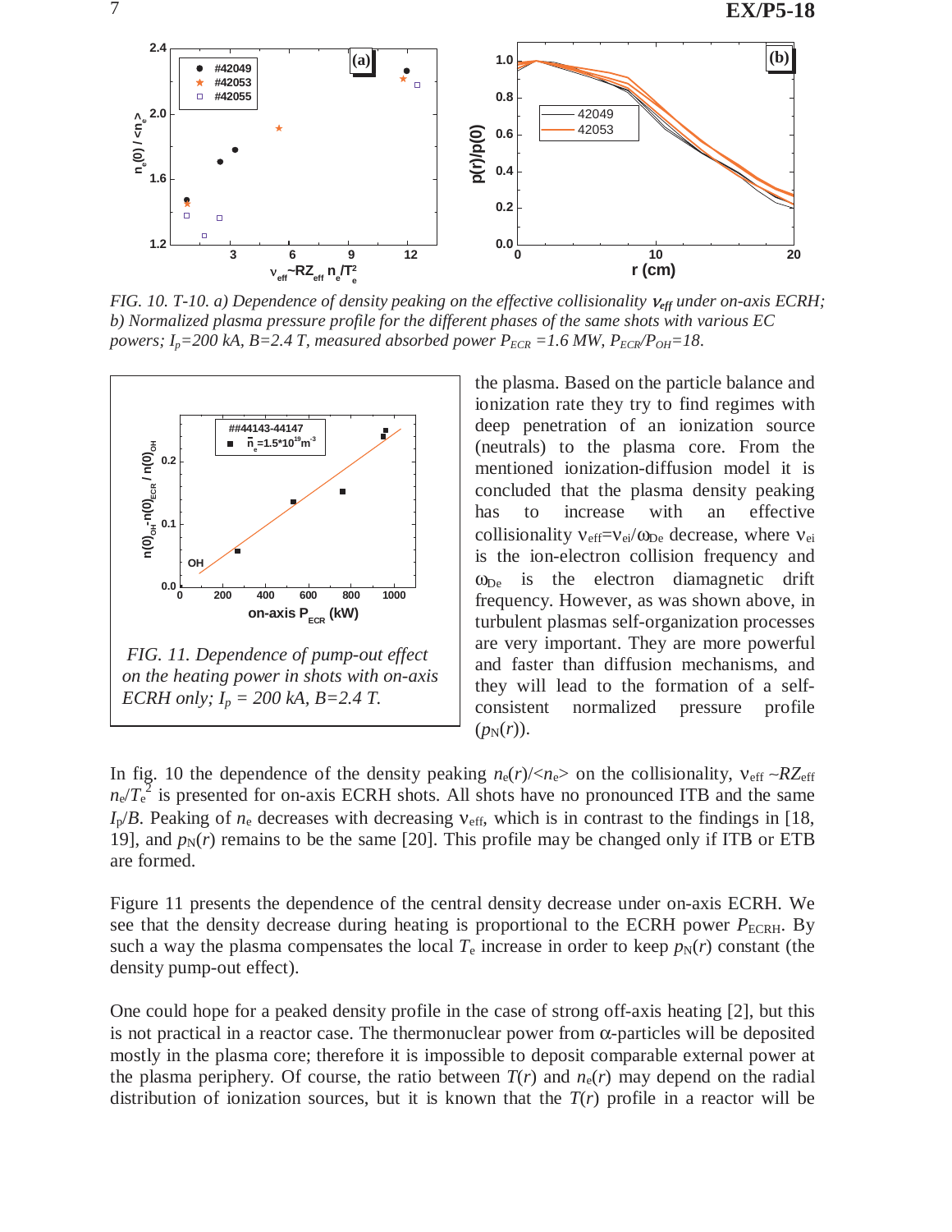*FIG. 10. T-10. a) Dependence of density peaking on the effective collisionality $\nu_{eff}$ under on-axis ECRH; b) Normalized plasma pressure profile for the different phases of the same shots with various EC powers; $I_p$=200 kA, B=2.4 T, measured absorbed power $P_{ECR}$ =1.6 MW, $P_{ECR}/P_{OH}$=18.*

*FIG. 11. Dependence of pump-out effect on the heating power in shots with on-axis ECRH only; $I_p$ = 200 kA, B=2.4 T.*

the plasma. Based on the particle balance and ionization rate they try to find regimes with deep penetration of an ionization source (neutrals) to the plasma core. From the mentioned ionization-diffusion model it is concluded that the plasma density peaking has to increase with an effective collisionality $\nu_{eff}=\nu_{ei}/\omega_{De}$ decrease, where $\nu_{ei}$ is the ion-electron collision frequency and $\omega_{De}$ is the electron diamagnetic drift frequency. However, as was shown above, in turbulent plasmas self-organization processes are very important. They are more powerful and faster than diffusion mechanisms, and they will lead to the formation of a self-consistent normalized pressure profile ($p_N(r)$).

In fig. 10 the dependence of the density peaking $n_e(r)/<n_e>$ on the collisionality, $\nu_{eff} \sim RZ_{eff} n_e/T_e^2$ is presented for on-axis ECRH shots. All shots have no pronounced ITB and the same $I_p/B$. Peaking of $n_e$ decreases with decreasing $\nu_{eff}$, which is in contrast to the findings in [18, 19], and $p_N(r)$ remains to be the same [20]. This profile may be changed only if ITB or ETB are formed.

Figure 11 presents the dependence of the central density decrease under on-axis ECRH. We see that the density decrease during heating is proportional to the ECRH power $P_{ECRH}$. By such a way the plasma compensates the local $T_e$ increase in order to keep $p_N(r)$ constant (the density pump-out effect).

One could hope for a peaked density profile in the case of strong off-axis heating [2], but this is not practical in a reactor case. The thermonuclear power from $\alpha$-particles will be deposited mostly in the plasma core; therefore it is impossible to deposit comparable external power at the plasma periphery. Of course, the ratio between $T(r)$ and $n_e(r)$ may depend on the radial distribution of ionization sources, but it is known that the $T(r)$ profile in a reactor will be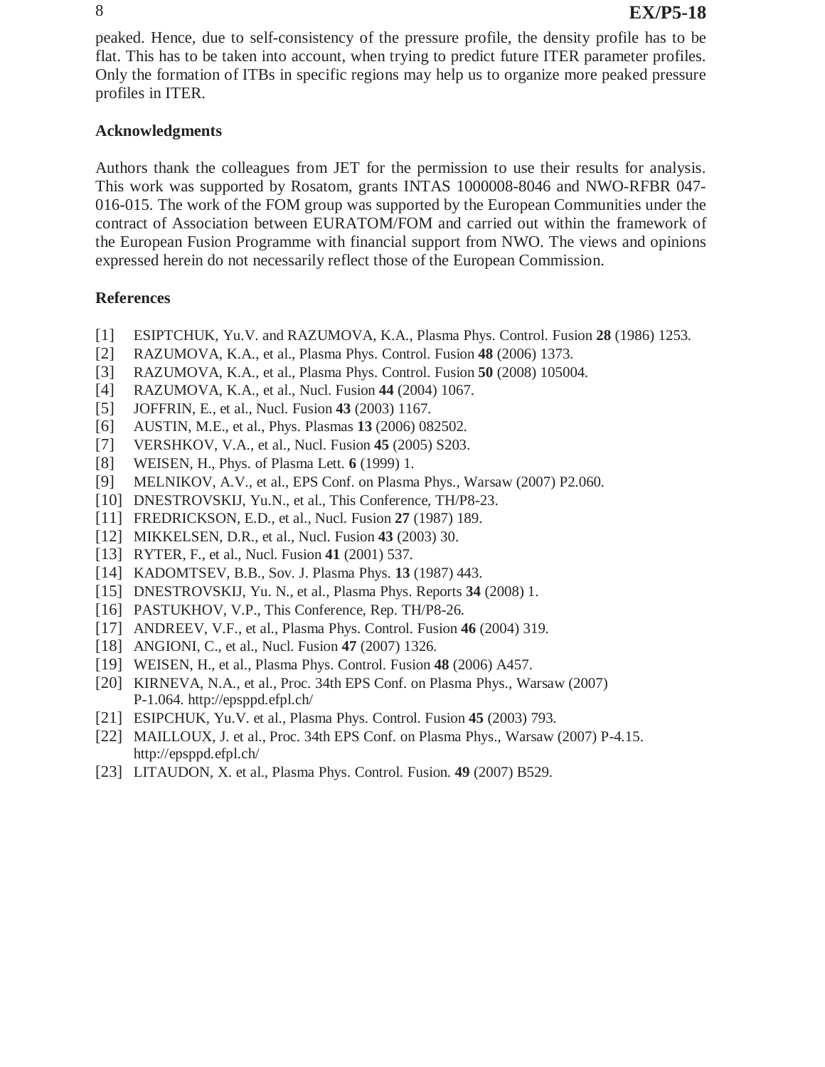peaked. Hence, due to self-consistency of the pressure profile, the density profile has to be flat. This has to be taken into account, when trying to predict future ITER parameter profiles. Only the formation of ITBs in specific regions may help us to organize more peaked pressure profiles in ITER.

### Acknowledgments

Authors thank the colleagues from JET for the permission to use their results for analysis. This work was supported by Rosatom, grants INTAS 1000008-8046 and NWO-RFBR 047-016-015. The work of the FOM group was supported by the European Communities under the contract of Association between EURATOM/FOM and carried out within the framework of the European Fusion Programme with financial support from NWO. The views and opinions expressed herein do not necessarily reflect those of the European Commission.

### References

[1] ESIPTCHUK, Yu.V. and RAZUMOVA, K.A., Plasma Phys. Control. Fusion **28** (1986) 1253.
[2] RAZUMOVA, K.A., et al., Plasma Phys. Control. Fusion **48** (2006) 1373.
[3] RAZUMOVA, K.A., et al., Plasma Phys. Control. Fusion **50** (2008) 105004.
[4] RAZUMOVA, K.A., et al., Nucl. Fusion **44** (2004) 1067.
[5] JOFFRIN, E., et al., Nucl. Fusion **43** (2003) 1167.
[6] AUSTIN, M.E., et al., Phys. Plasmas **13** (2006) 082502.
[7] VERSHKOV, V.A., et al., Nucl. Fusion **45** (2005) S203.
[8] WEISEN, H., Phys. of Plasma Lett. **6** (1999) 1.
[9] MELNIKOV, A.V., et al., EPS Conf. on Plasma Phys., Warsaw (2007) P2.060.
[10] DNESTROVSKIJ, Yu.N., et al., This Conference, TH/P8-23.
[11] FREDRICKSON, E.D., et al., Nucl. Fusion **27** (1987) 189.
[12] MIKKELSEN, D.R., et al., Nucl. Fusion **43** (2003) 30.
[13] RYTER, F., et al., Nucl. Fusion **41** (2001) 537.
[14] KADOMTSEV, B.B., Sov. J. Plasma Phys. **13** (1987) 443.
[15] DNESTROVSKIJ, Yu. N., et al., Plasma Phys. Reports **34** (2008) 1.
[16] PASTUKHOV, V.P., This Conference, Rep. TH/P8-26.
[17] ANDREEV, V.F., et al., Plasma Phys. Control. Fusion **46** (2004) 319.
[18] ANGIONI, C., et al., Nucl. Fusion **47** (2007) 1326.
[19] WEISEN, H., et al., Plasma Phys. Control. Fusion **48** (2006) A457.
[20] KIRNEVA, N.A., et al., Proc. 34th EPS Conf. on Plasma Phys., Warsaw (2007) P-1.064. http://epsppd.efpl.ch/
[21] ESIPCHUK, Yu.V. et al., Plasma Phys. Control. Fusion **45** (2003) 793.
[22] MAILLOUX, J. et al., Proc. 34th EPS Conf. on Plasma Phys., Warsaw (2007) P-4.15. http://epsppd.efpl.ch/
[23] LITAUDON, X. et al., Plasma Phys. Control. Fusion. **49** (2007) B529.